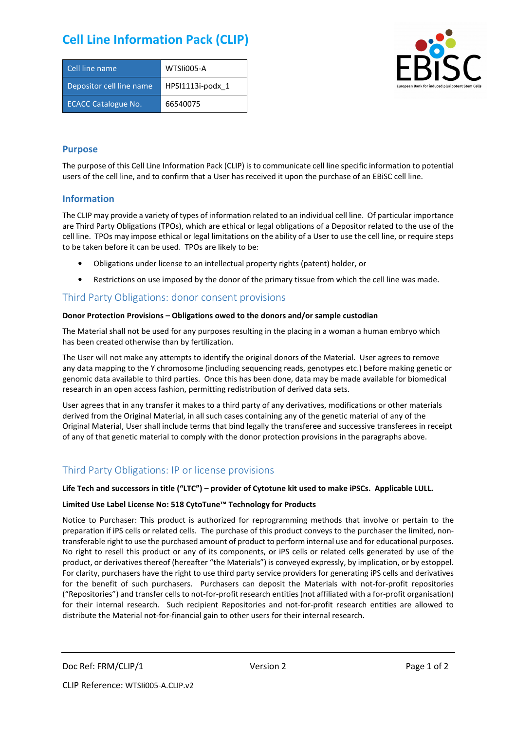# Cell Line Information Pack (CLIP)

| Cell line name | WTSIi005-A |
|---|---|
| Depositor cell line name | HPSI1113i-podx_1 |
| ECACC Catalogue No. | 66540075 |

## Purpose

The purpose of this Cell Line Information Pack (CLIP) is to communicate cell line specific information to potential users of the cell line, and to confirm that a User has received it upon the purchase of an EBiSC cell line.

## Information

The CLIP may provide a variety of types of information related to an individual cell line. Of particular importance are Third Party Obligations (TPOs), which are ethical or legal obligations of a Depositor related to the use of the cell line. TPOs may impose ethical or legal limitations on the ability of a User to use the cell line, or require steps to be taken before it can be used. TPOs are likely to be:

- Obligations under license to an intellectual property rights (patent) holder, or
- Restrictions on use imposed by the donor of the primary tissue from which the cell line was made.

## Third Party Obligations: donor consent provisions

**Donor Protection Provisions – Obligations owed to the donors and/or sample custodian**

The Material shall not be used for any purposes resulting in the placing in a woman a human embryo which has been created otherwise than by fertilization.

The User will not make any attempts to identify the original donors of the Material. User agrees to remove any data mapping to the Y chromosome (including sequencing reads, genotypes etc.) before making genetic or genomic data available to third parties. Once this has been done, data may be made available for biomedical research in an open access fashion, permitting redistribution of derived data sets.

User agrees that in any transfer it makes to a third party of any derivatives, modifications or other materials derived from the Original Material, in all such cases containing any of the genetic material of any of the Original Material, User shall include terms that bind legally the transferee and successive transferees in receipt of any of that genetic material to comply with the donor protection provisions in the paragraphs above.

## Third Party Obligations: IP or license provisions

**Life Tech and successors in title ("LTC") – provider of Cytotune kit used to make iPSCs. Applicable LULL.**

**Limited Use Label License No: 518 CytoTune™ Technology for Products**

Notice to Purchaser: This product is authorized for reprogramming methods that involve or pertain to the preparation if iPS cells or related cells. The purchase of this product conveys to the purchaser the limited, non-transferable right to use the purchased amount of product to perform internal use and for educational purposes. No right to resell this product or any of its components, or iPS cells or related cells generated by use of the product, or derivatives thereof (hereafter "the Materials") is conveyed expressly, by implication, or by estoppel. For clarity, purchasers have the right to use third party service providers for generating iPS cells and derivatives for the benefit of such purchasers. Purchasers can deposit the Materials with not-for-profit repositories ("Repositories") and transfer cells to not-for-profit research entities (not affiliated with a for-profit organisation) for their internal research. Such recipient Repositories and not-for-profit research entities are allowed to distribute the Material not-for-financial gain to other users for their internal research.

Doc Ref: FRM/CLIP/1 Version 2

CLIP Reference: WTSIi005-A.CLIP.v2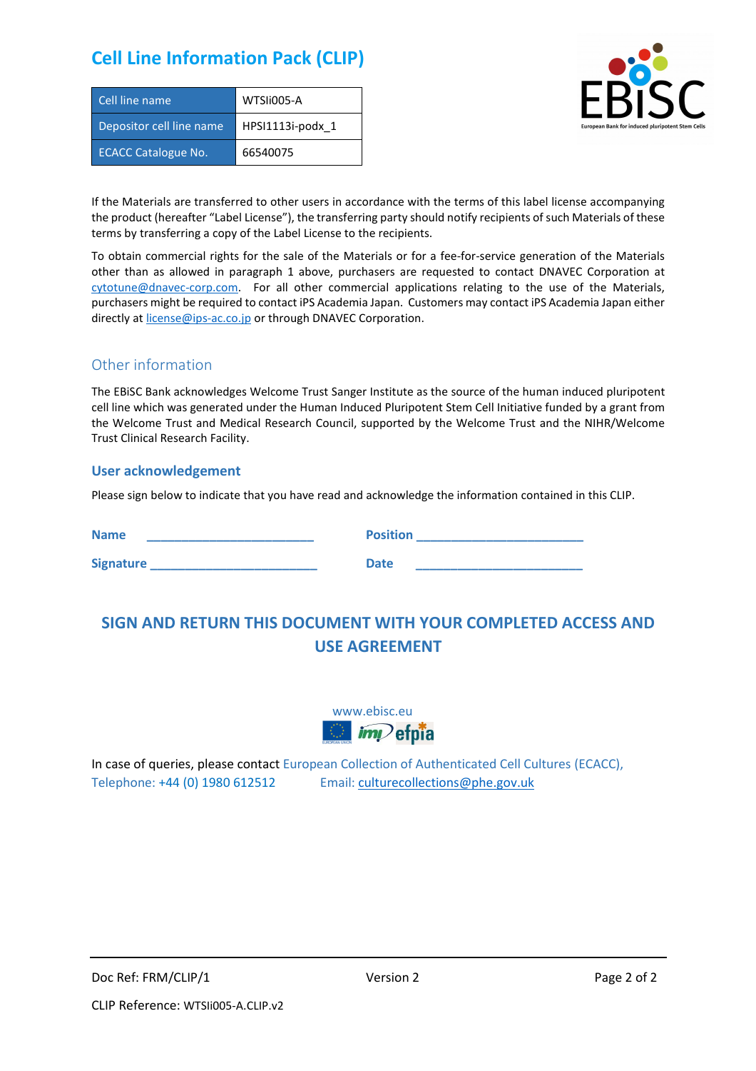# Cell Line Information Pack (CLIP)

| | |
|---|---|
| Cell line name | WTSIi005-A |
| Depositor cell line name | HPSI1113i-podx_1 |
| ECACC Catalogue No. | 66540075 |

If the Materials are transferred to other users in accordance with the terms of this label license accompanying the product (hereafter "Label License"), the transferring party should notify recipients of such Materials of these terms by transferring a copy of the Label License to the recipients.

To obtain commercial rights for the sale of the Materials or for a fee-for-service generation of the Materials other than as allowed in paragraph 1 above, purchasers are requested to contact DNAVEC Corporation at cytotune@dnavec-corp.com. For all other commercial applications relating to the use of the Materials, purchasers might be required to contact iPS Academia Japan. Customers may contact iPS Academia Japan either directly at license@ips-ac.co.jp or through DNAVEC Corporation.

## Other information

The EBiSC Bank acknowledges Welcome Trust Sanger Institute as the source of the human induced pluripotent cell line which was generated under the Human Induced Pluripotent Stem Cell Initiative funded by a grant from the Welcome Trust and Medical Research Council, supported by the Welcome Trust and the NIHR/Welcome Trust Clinical Research Facility.

### User acknowledgement

Please sign below to indicate that you have read and acknowledge the information contained in this CLIP.

**Name** _________________________ **Position** _________________________

**Signature** _________________________ **Date** _________________________

## SIGN AND RETURN THIS DOCUMENT WITH YOUR COMPLETED ACCESS AND USE AGREEMENT

www.ebisc.eu

In case of queries, please contact European Collection of Authenticated Cell Cultures (ECACC), Telephone: +44 (0) 1980 612512 Email: culturecollections@phe.gov.uk

Doc Ref: FRM/CLIP/1 Version 2

CLIP Reference: WTSIi005-A.CLIP.v2